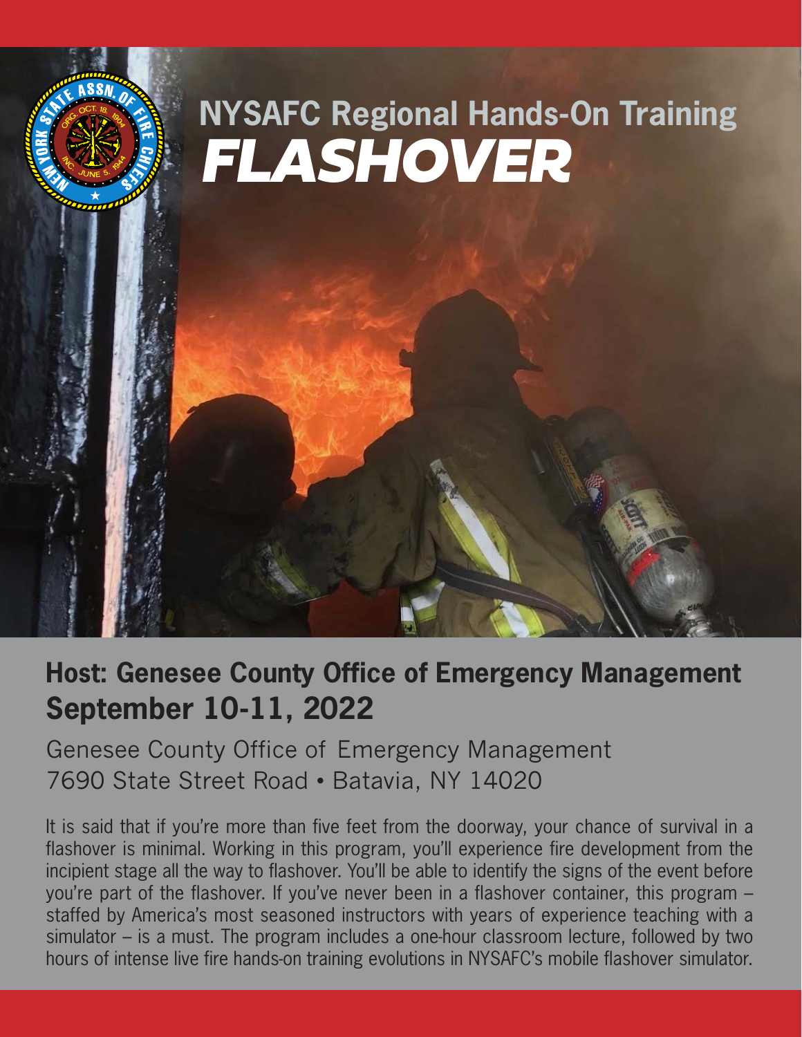# NYSAFC Regional Hands-On Training

# *FLASHOVER*

## Host: Genesee County Office of Emergency Management

## September 10-11, 2022

Genesee County Office of Emergency Management
7690 State Street Road • Batavia, NY 14020

It is said that if you're more than five feet from the doorway, your chance of survival in a flashover is minimal. Working in this program, you'll experience fire development from the incipient stage all the way to flashover. You'll be able to identify the signs of the event before you're part of the flashover. If you've never been in a flashover container, this program – staffed by America's most seasoned instructors with years of experience teaching with a simulator – is a must. The program includes a one-hour classroom lecture, followed by two hours of intense live fire hands-on training evolutions in NYSAFC's mobile flashover simulator.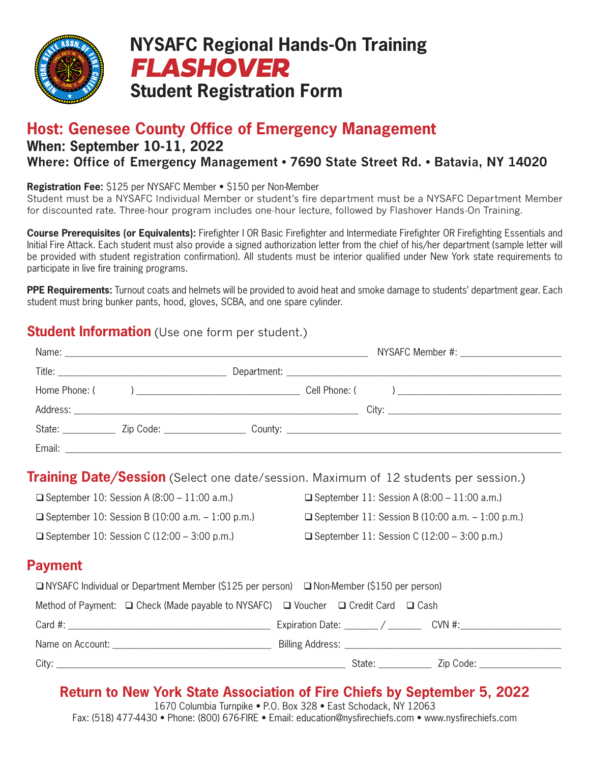# NYSAFC Regional Hands-On Training

# *FLASHOVER*

# Student Registration Form

## Host: Genesee County Office of Emergency Management

**When: September 10-11, 2022**

**Where: Office of Emergency Management • 7690 State Street Rd. • Batavia, NY 14020**

**Registration Fee:** $125 per NYSAFC Member • $150 per Non-Member
Student must be a NYSAFC Individual Member or student's fire department must be a NYSAFC Department Member for discounted rate. Three-hour program includes one-hour lecture, followed by Flashover Hands-On Training.

**Course Prerequisites (or Equivalents):** Firefighter I OR Basic Firefighter and Intermediate Firefighter OR Firefighting Essentials and Initial Fire Attack. Each student must also provide a signed authorization letter from the chief of his/her department (sample letter will be provided with student registration confirmation). All students must be interior qualified under New York state requirements to participate in live fire training programs.

**PPE Requirements:** Turnout coats and helmets will be provided to avoid heat and smoke damage to students' department gear. Each student must bring bunker pants, hood, gloves, SCBA, and one spare cylinder.

## Student Information (Use one form per student.)

Name: ______________________________ NYSAFC Member #: ______________

Title: ______________________ Department: ______________________________

Home Phone: ( ) ______________________ Cell Phone: ( ) ______________________

Address: ______________________________ City: ______________________

State: ________ Zip Code: ____________ County: ______________________________

Email: ______________________________________________________________

## Training Date/Session (Select one date/session. Maximum of 12 students per session.)

- ❑ September 10: Session A (8:00 – 11:00 a.m.)
- ❑ September 10: Session B (10:00 a.m. – 1:00 p.m.)
- ❑ September 10: Session C (12:00 – 3:00 p.m.)
- ❑ September 11: Session A (8:00 – 11:00 a.m.)
- ❑ September 11: Session B (10:00 a.m. – 1:00 p.m.)
- ❑ September 11: Session C (12:00 – 3:00 p.m.)

## Payment

❑ NYSAFC Individual or Department Member ($125 per person) ❑ Non-Member ($150 per person)

Method of Payment: ❑ Check (Made payable to NYSAFC) ❑ Voucher ❑ Credit Card ❑ Cash

Card #: ______________________________ Expiration Date: _____ / _____ CVN #: ____________

Name on Account: ______________________ Billing Address: ______________________________

City: ______________________________ State: ________ Zip Code: ____________

## Return to New York State Association of Fire Chiefs by September 5, 2022

1670 Columbia Turnpike • P.O. Box 328 • East Schodack, NY 12063
Fax: (518) 477-4430 • Phone: (800) 676-FIRE • Email: education@nysfirechiefs.com • www.nysfirechiefs.com